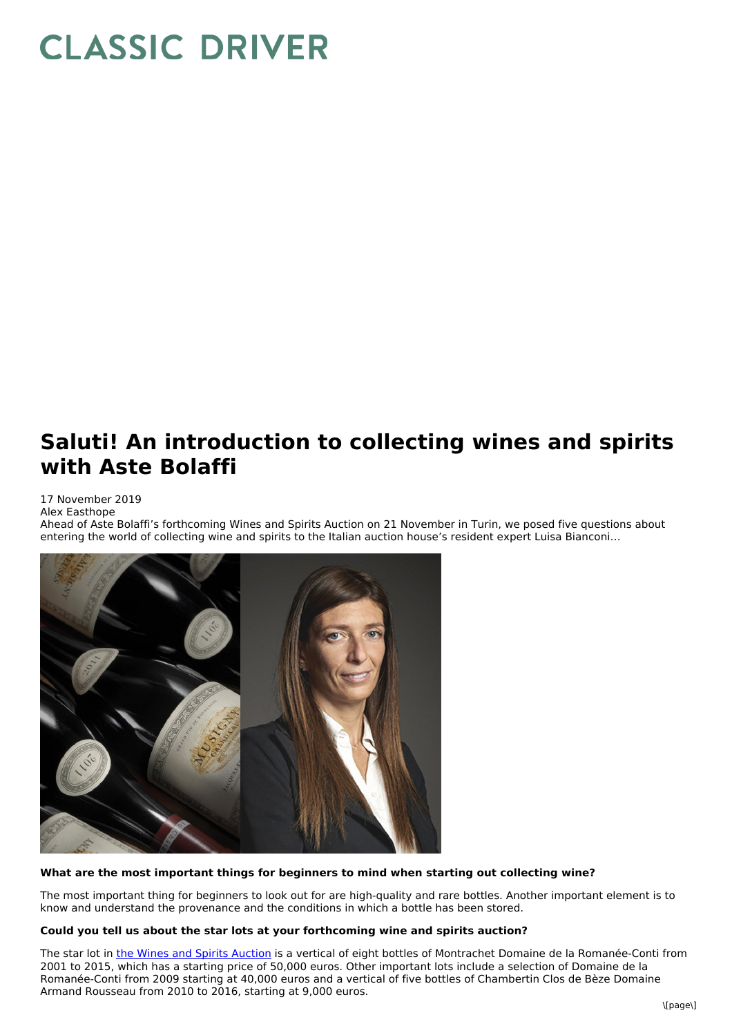# CLASSIC DRIVER

## Saluti! An introduction to collecting wines and spirits with Aste Bolaffi

17 November 2019
Alex Easthope

Ahead of Aste Bolaffi's forthcoming Wines and Spirits Auction on 21 November in Turin, we posed five questions about entering the world of collecting wine and spirits to the Italian auction house's resident expert Luisa Bianconi...

**What are the most important things for beginners to mind when starting out collecting wine?**

The most important thing for beginners to look out for are high-quality and rare bottles. Another important element is to know and understand the provenance and the conditions in which a bottle has been stored.

**Could you tell us about the star lots at your forthcoming wine and spirits auction?**

The star lot in the Wines and Spirits Auction is a vertical of eight bottles of Montrachet Domaine de la Romanée-Conti from 2001 to 2015, which has a starting price of 50,000 euros. Other important lots include a selection of Domaine de la Romanée-Conti from 2009 starting at 40,000 euros and a vertical of five bottles of Chambertin Clos de Bèze Domaine Armand Rousseau from 2010 to 2016, starting at 9,000 euros.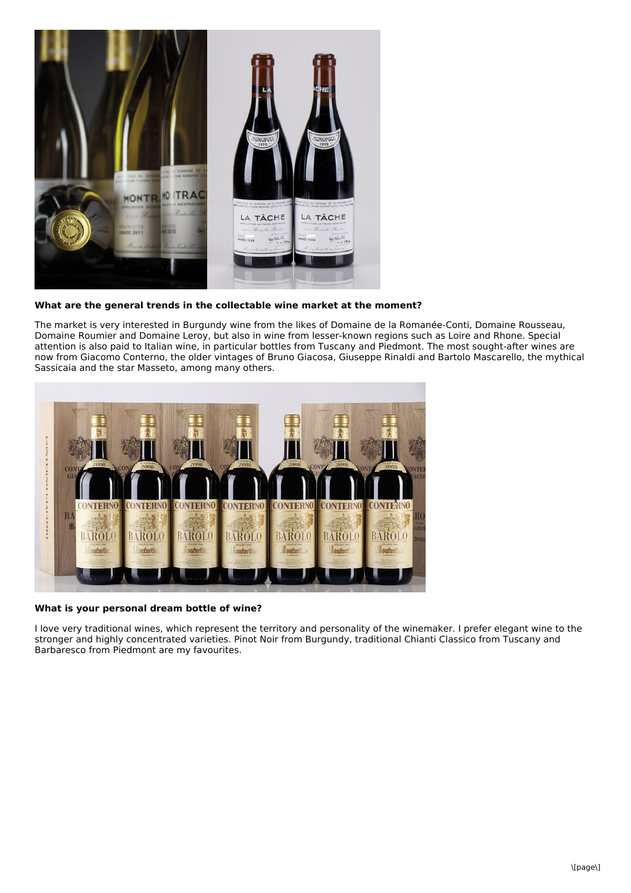**What are the general trends in the collectable wine market at the moment?**

The market is very interested in Burgundy wine from the likes of Domaine de la Romanée-Conti, Domaine Rousseau, Domaine Roumier and Domaine Leroy, but also in wine from lesser-known regions such as Loire and Rhone. Special attention is also paid to Italian wine, in particular bottles from Tuscany and Piedmont. The most sought-after wines are now from Giacomo Conterno, the older vintages of Bruno Giacosa, Giuseppe Rinaldi and Bartolo Mascarello, the mythical Sassicaia and the star Masseto, among many others.

**What is your personal dream bottle of wine?**

I love very traditional wines, which represent the territory and personality of the winemaker. I prefer elegant wine to the stronger and highly concentrated varieties. Pinot Noir from Burgundy, traditional Chianti Classico from Tuscany and Barbaresco from Piedmont are my favourites.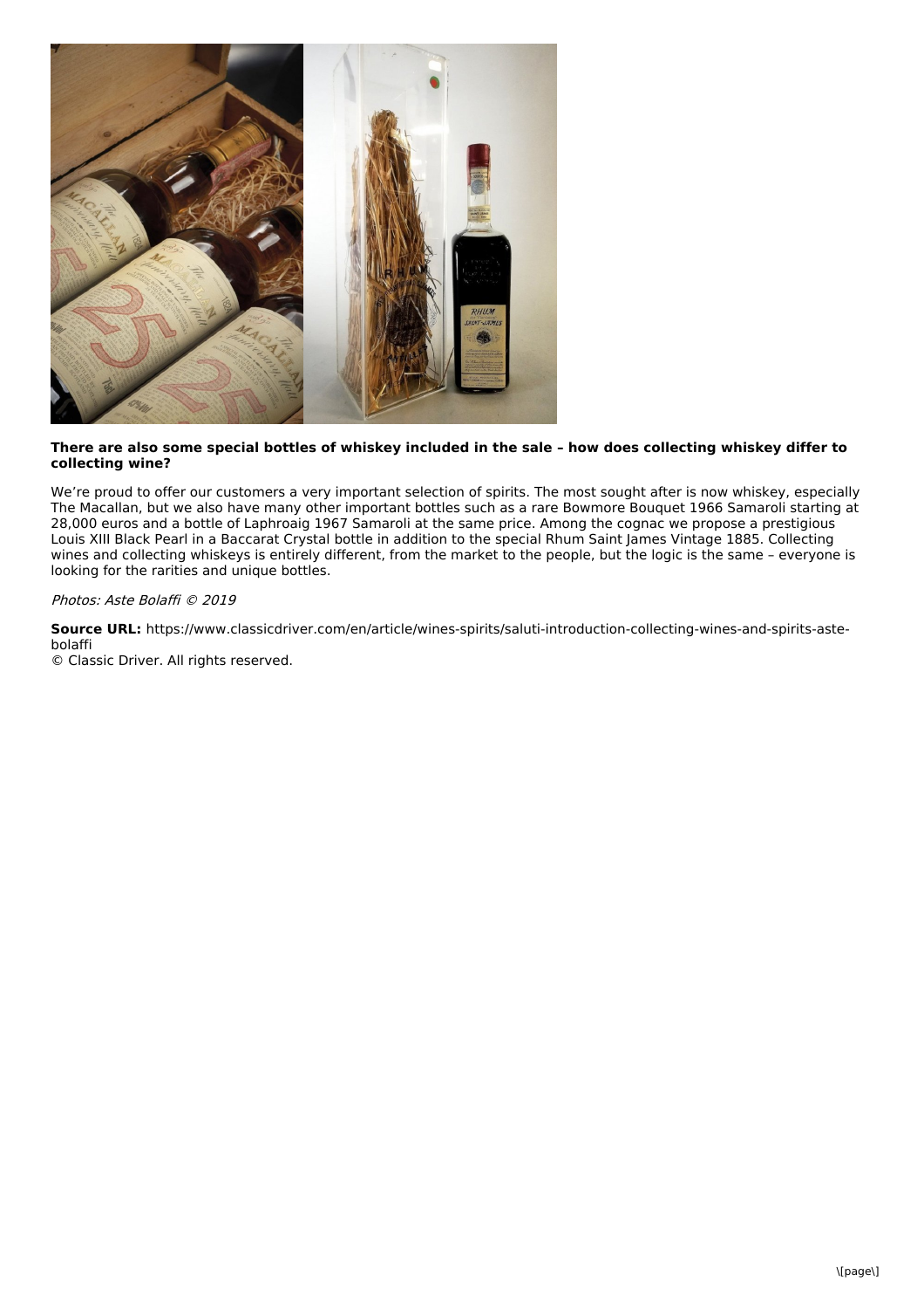**There are also some special bottles of whiskey included in the sale – how does collecting whiskey differ to collecting wine?**

We're proud to offer our customers a very important selection of spirits. The most sought after is now whiskey, especially The Macallan, but we also have many other important bottles such as a rare Bowmore Bouquet 1966 Samaroli starting at 28,000 euros and a bottle of Laphroaig 1967 Samaroli at the same price. Among the cognac we propose a prestigious Louis XIII Black Pearl in a Baccarat Crystal bottle in addition to the special Rhum Saint James Vintage 1885. Collecting wines and collecting whiskeys is entirely different, from the market to the people, but the logic is the same – everyone is looking for the rarities and unique bottles.

*Photos: Aste Bolaffi © 2019*

**Source URL:** https://www.classicdriver.com/en/article/wines-spirits/saluti-introduction-collecting-wines-and-spirits-aste-bolaffi
© Classic Driver. All rights reserved.